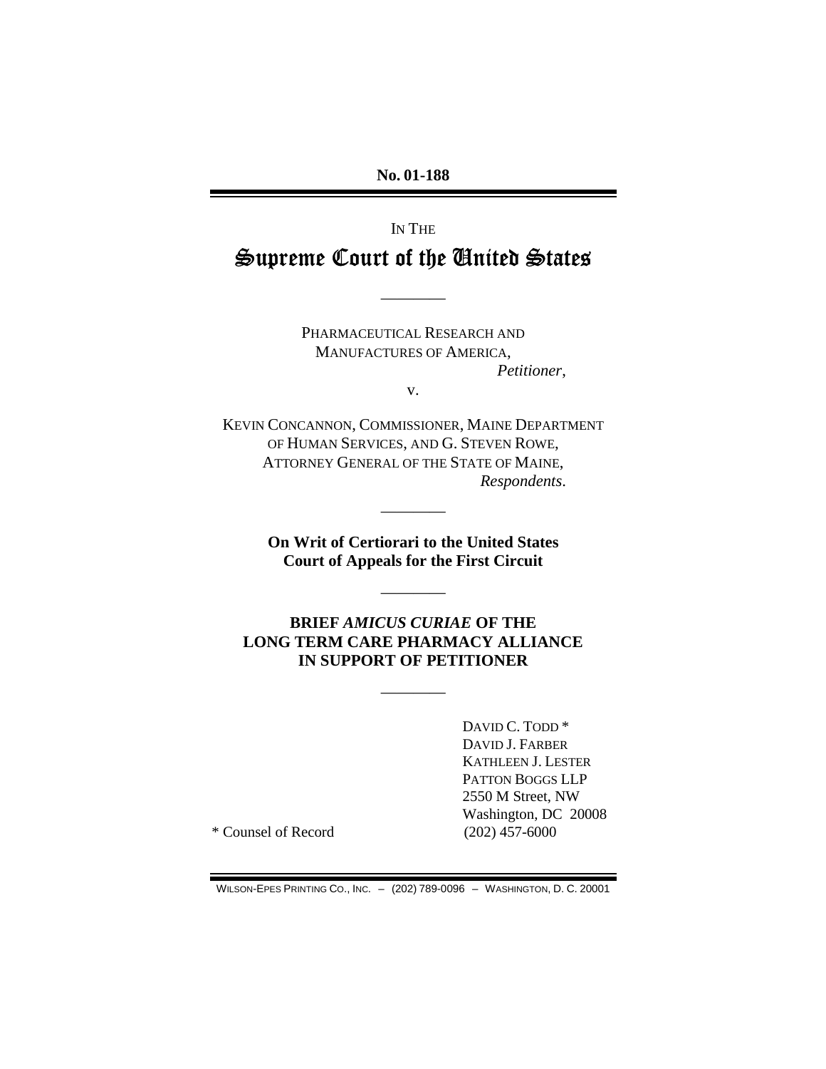**No. 01-188**

IN THE

# Supreme Court of the United States

---

PHARMACEUTICAL RESEARCH AND MANUFACTURES OF AMERICA,
*Petitioner*,

v.

KEVIN CONCANNON, COMMISSIONER, MAINE DEPARTMENT OF HUMAN SERVICES, AND G. STEVEN ROWE, ATTORNEY GENERAL OF THE STATE OF MAINE,
*Respondents*.

---

**On Writ of Certiorari to the United States Court of Appeals for the First Circuit**

---

**BRIEF *AMICUS CURIAE* OF THE LONG TERM CARE PHARMACY ALLIANCE IN SUPPORT OF PETITIONER**

---

DAVID C. TODD *
DAVID J. FARBER
KATHLEEN J. LESTER
PATTON BOGGS LLP
2550 M Street, NW
Washington, DC 20008
(202) 457-6000

\* Counsel of Record

WILSON-EPES PRINTING CO., INC. – (202) 789-0096 – WASHINGTON, D. C. 20001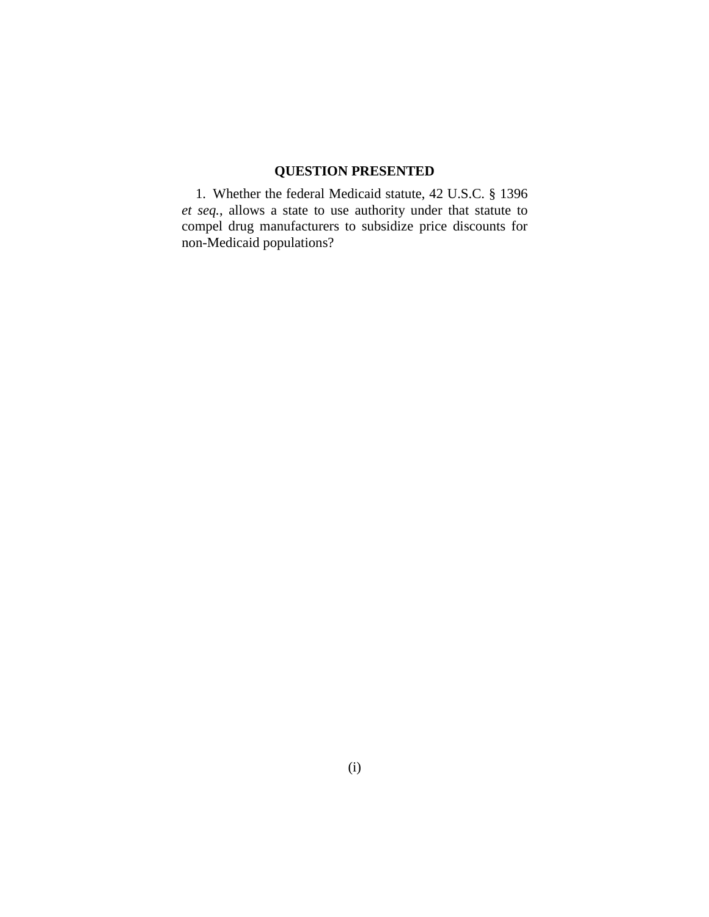## QUESTION PRESENTED

1. Whether the federal Medicaid statute, 42 U.S.C. § 1396 *et seq.*, allows a state to use authority under that statute to compel drug manufacturers to subsidize price discounts for non-Medicaid populations?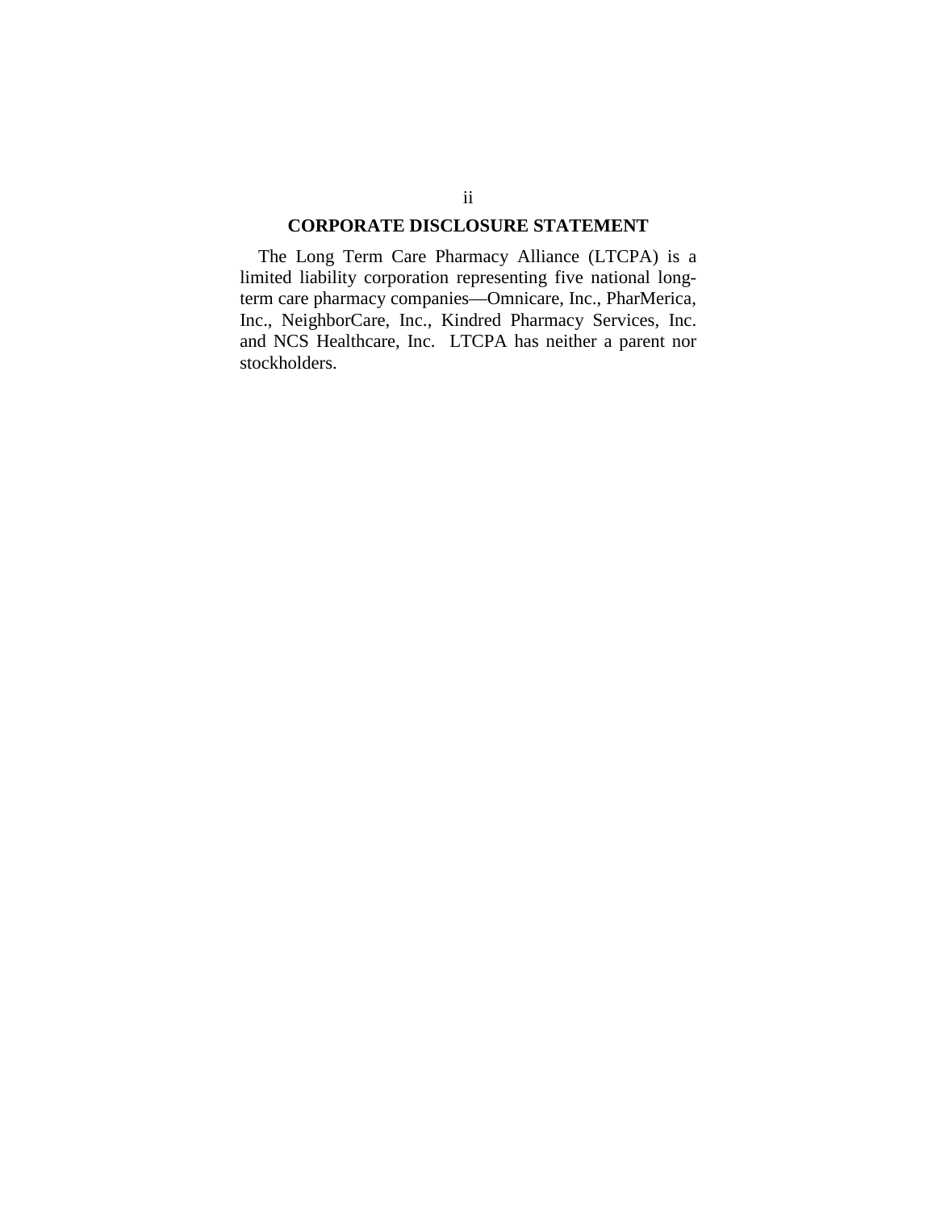## CORPORATE DISCLOSURE STATEMENT

The Long Term Care Pharmacy Alliance (LTCPA) is a limited liability corporation representing five national long-term care pharmacy companies—Omnicare, Inc., PharMerica, Inc., NeighborCare, Inc., Kindred Pharmacy Services, Inc. and NCS Healthcare, Inc. LTCPA has neither a parent nor stockholders.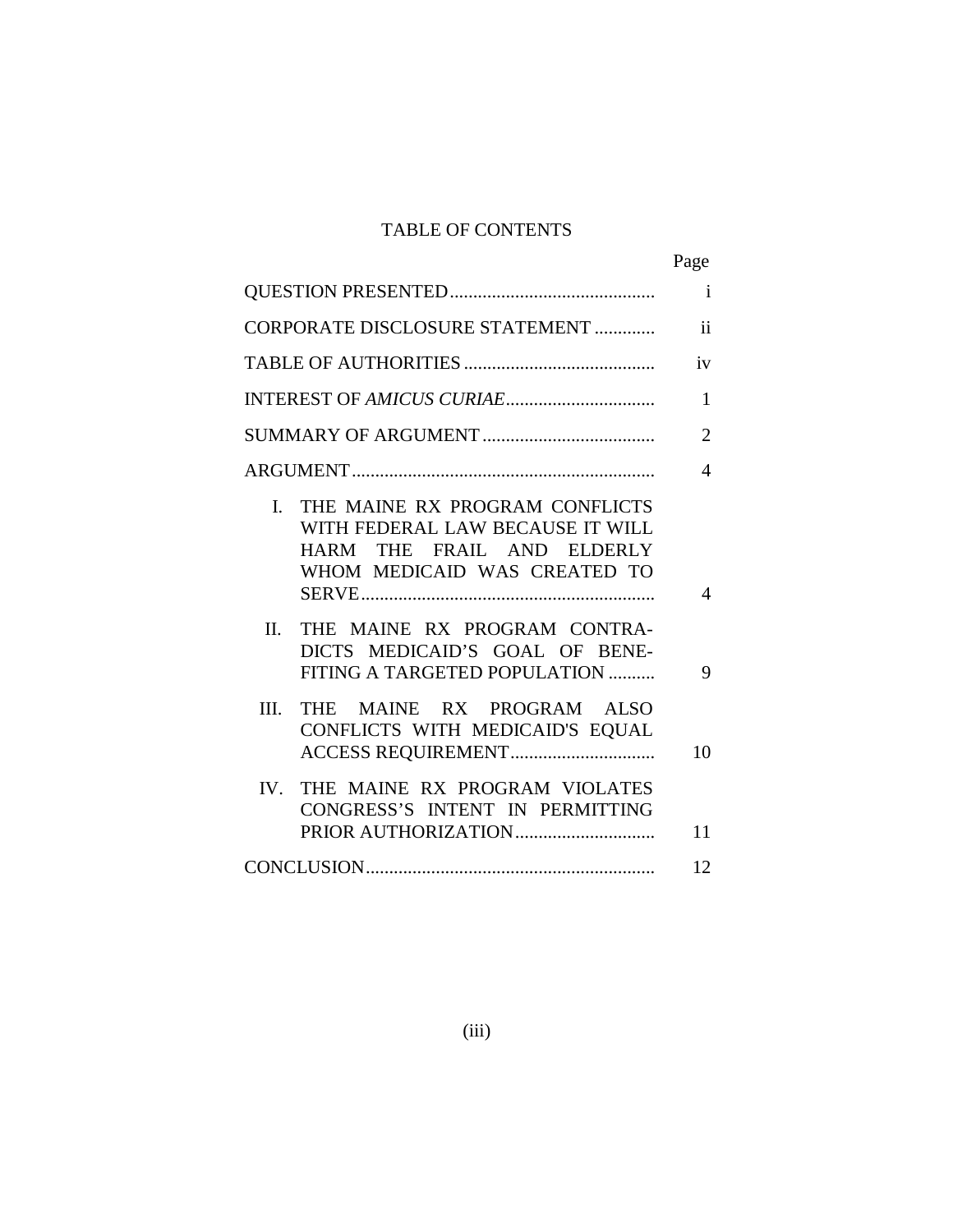# TABLE OF CONTENTS

| | Page |
|---|---|
| QUESTION PRESENTED | i |
| CORPORATE DISCLOSURE STATEMENT | ii |
| TABLE OF AUTHORITIES | iv |
| INTEREST OF *AMICUS CURIAE* | 1 |
| SUMMARY OF ARGUMENT | 2 |
| ARGUMENT | 4 |
| I. THE MAINE RX PROGRAM CONFLICTS WITH FEDERAL LAW BECAUSE IT WILL HARM THE FRAIL AND ELDERLY WHOM MEDICAID WAS CREATED TO SERVE | 4 |
| II. THE MAINE RX PROGRAM CONTRADICTS MEDICAID'S GOAL OF BENEFITING A TARGETED POPULATION | 9 |
| III. THE MAINE RX PROGRAM ALSO CONFLICTS WITH MEDICAID'S EQUAL ACCESS REQUIREMENT | 10 |
| IV. THE MAINE RX PROGRAM VIOLATES CONGRESS'S INTENT IN PERMITTING PRIOR AUTHORIZATION | 11 |
| CONCLUSION | 12 |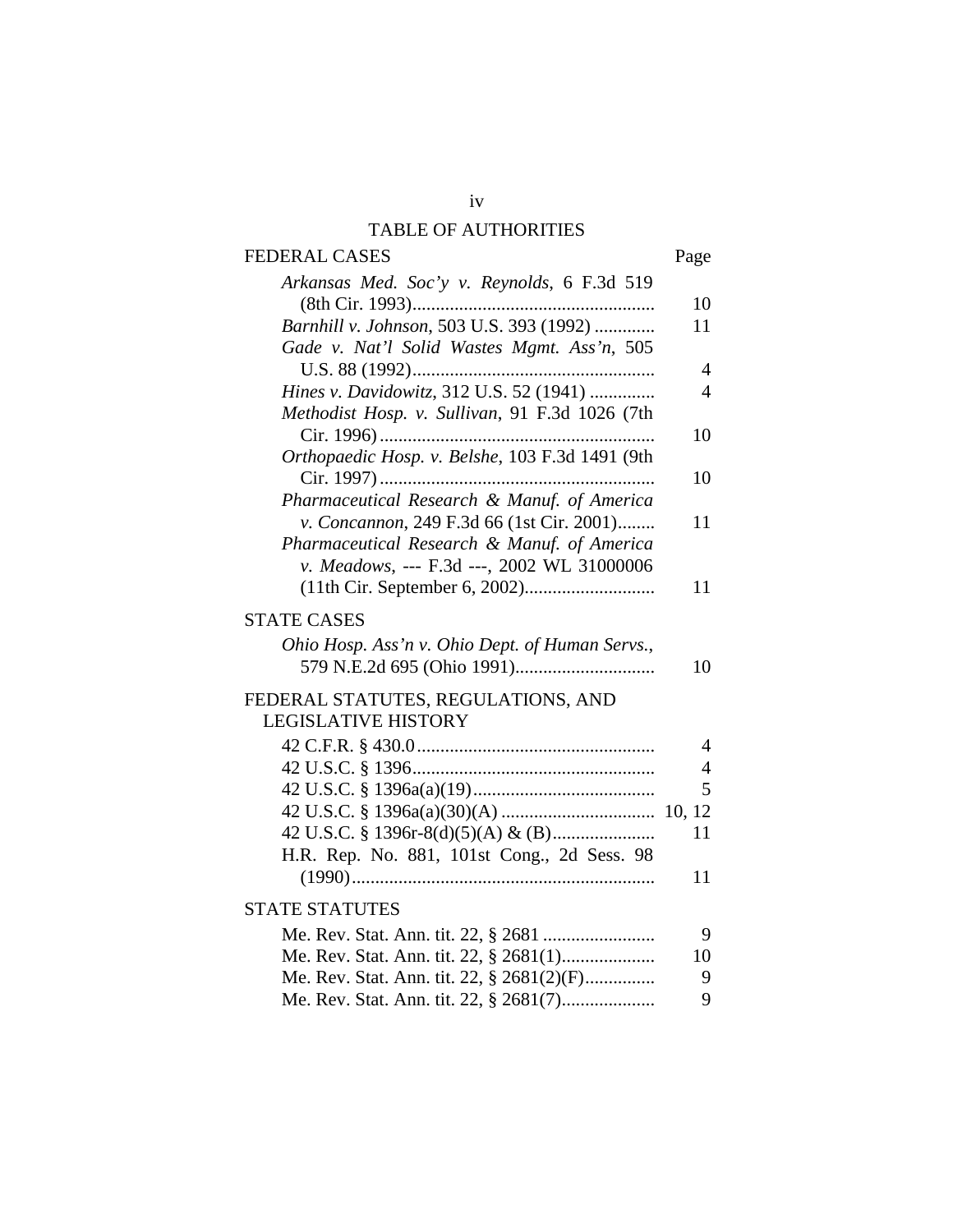# TABLE OF AUTHORITIES

| FEDERAL CASES | Page |
|---|---|
| *Arkansas Med. Soc'y v. Reynolds*, 6 F.3d 519 (8th Cir. 1993) | 10 |
| *Barnhill v. Johnson*, 503 U.S. 393 (1992) | 11 |
| *Gade v. Nat'l Solid Wastes Mgmt. Ass'n*, 505 U.S. 88 (1992) | 4 |
| *Hines v. Davidowitz*, 312 U.S. 52 (1941) | 4 |
| *Methodist Hosp. v. Sullivan*, 91 F.3d 1026 (7th Cir. 1996) | 10 |
| *Orthopaedic Hosp. v. Belshe*, 103 F.3d 1491 (9th Cir. 1997) | 10 |
| *Pharmaceutical Research & Manuf. of America v. Concannon*, 249 F.3d 66 (1st Cir. 2001) | 11 |
| *Pharmaceutical Research & Manuf. of America v. Meadows*, --- F.3d ---, 2002 WL 31000006 (11th Cir. September 6, 2002) | 11 |

| STATE CASES | |
|---|---|
| *Ohio Hosp. Ass'n v. Ohio Dept. of Human Servs.*, 579 N.E.2d 695 (Ohio 1991) | 10 |

| FEDERAL STATUTES, REGULATIONS, AND LEGISLATIVE HISTORY | |
|---|---|
| 42 C.F.R. § 430.0 | 4 |
| 42 U.S.C. § 1396 | 4 |
| 42 U.S.C. § 1396a(a)(19) | 5 |
| 42 U.S.C. § 1396a(a)(30)(A) | 10, 12 |
| 42 U.S.C. § 1396r-8(d)(5)(A) & (B) | 11 |
| H.R. Rep. No. 881, 101st Cong., 2d Sess. 98 (1990) | 11 |

| STATE STATUTES | |
|---|---|
| Me. Rev. Stat. Ann. tit. 22, § 2681 | 9 |
| Me. Rev. Stat. Ann. tit. 22, § 2681(1) | 10 |
| Me. Rev. Stat. Ann. tit. 22, § 2681(2)(F) | 9 |
| Me. Rev. Stat. Ann. tit. 22, § 2681(7) | 9 |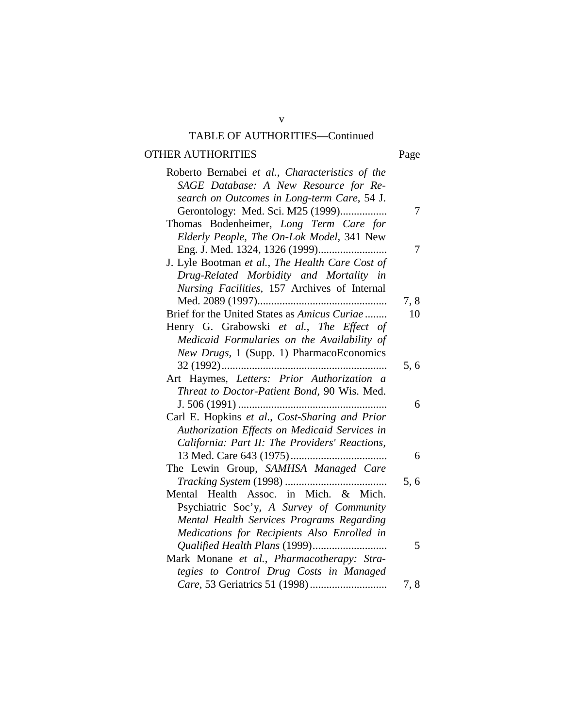## TABLE OF AUTHORITIES—Continued

| OTHER AUTHORITIES | Page |
|---|---|
| Roberto Bernabei *et al.*, *Characteristics of the SAGE Database: A New Resource for Research on Outcomes in Long-term Care*, 54 J. Gerontology: Med. Sci. M25 (1999)................. | 7 |
| Thomas Bodenheimer, *Long Term Care for Elderly People, The On-Lok Model*, 341 New Eng. J. Med. 1324, 1326 (1999)......................... | 7 |
| J. Lyle Bootman *et al.*, *The Health Care Cost of Drug-Related Morbidity and Mortality in Nursing Facilities*, 157 Archives of Internal Med. 2089 (1997)............................................. | 7, 8 |
| Brief for the United States as *Amicus Curiae* ........ | 10 |
| Henry G. Grabowski *et al.*, *The Effect of Medicaid Formularies on the Availability of New Drugs*, 1 (Supp. 1) PharmacoEconomics 32 (1992)........................................................... | 5, 6 |
| Art Haymes, *Letters: Prior Authorization a Threat to Doctor-Patient Bond*, 90 Wis. Med. J. 506 (1991) ..................................................... | 6 |
| Carl E. Hopkins *et al.*, *Cost-Sharing and Prior Authorization Effects on Medicaid Services in California: Part II: The Providers' Reactions*, 13 Med. Care 643 (1975).................................. | 6 |
| The Lewin Group, *SAMHSA Managed Care Tracking System* (1998) .................................... | 5, 6 |
| Mental Health Assoc. in Mich. & Mich. Psychiatric Soc'y, *A Survey of Community Mental Health Services Programs Regarding Medications for Recipients Also Enrolled in Qualified Health Plans* (1999).......................... | 5 |
| Mark Monane *et al.*, *Pharmacotherapy: Strategies to Control Drug Costs in Managed Care*, 53 Geriatrics 51 (1998)........................... | 7, 8 |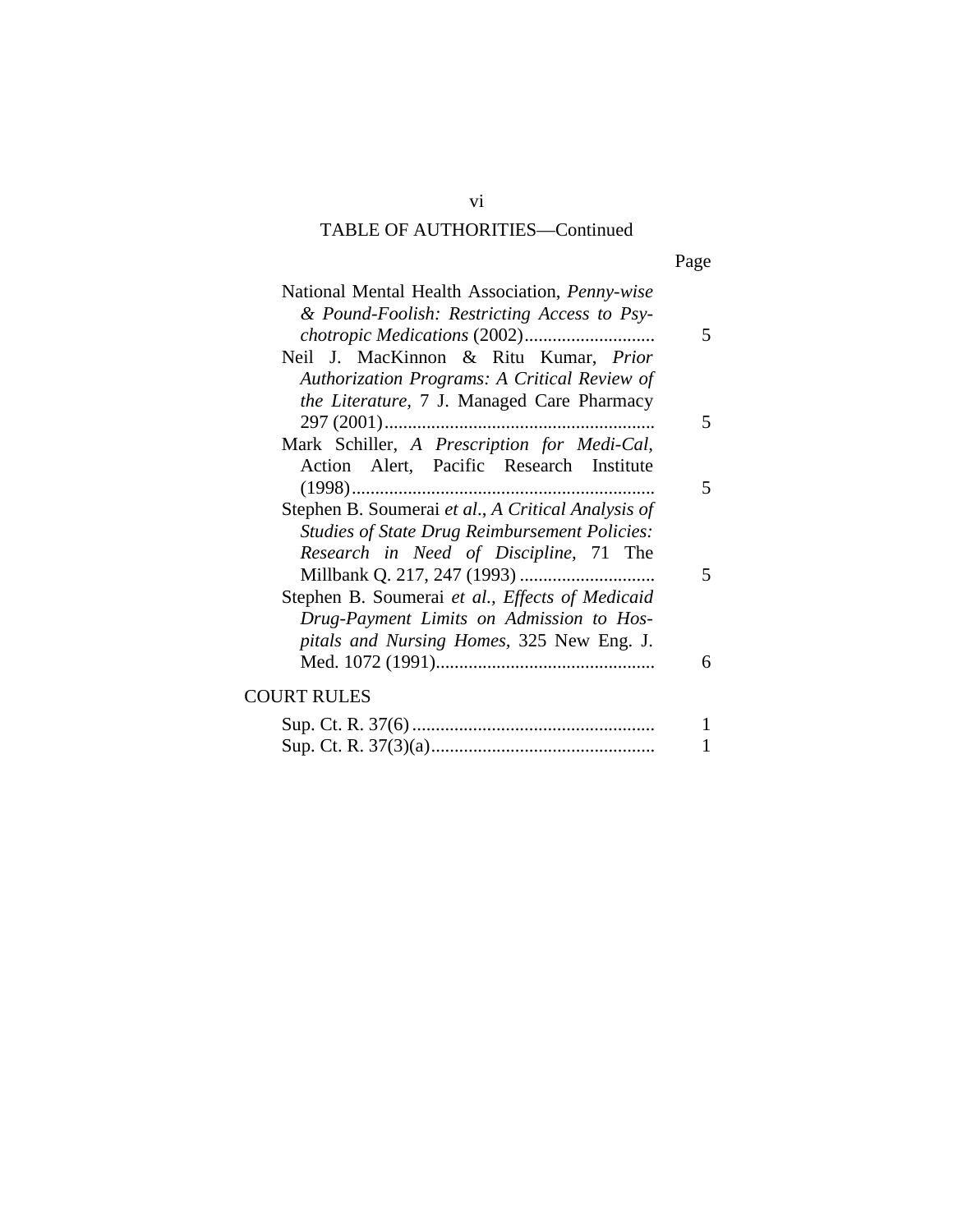## TABLE OF AUTHORITIES—Continued

| | Page |
|---|---|
| National Mental Health Association, *Penny-wise & Pound-Foolish: Restricting Access to Psychotropic Medications* (2002) | 5 |
| Neil J. MacKinnon & Ritu Kumar, *Prior Authorization Programs: A Critical Review of the Literature,* 7 J. Managed Care Pharmacy 297 (2001) | 5 |
| Mark Schiller, *A Prescription for Medi-Cal*, Action Alert, Pacific Research Institute (1998) | 5 |
| Stephen B. Soumerai *et al.*, *A Critical Analysis of Studies of State Drug Reimbursement Policies: Research in Need of Discipline,* 71 The Millbank Q. 217, 247 (1993) | 5 |
| Stephen B. Soumerai *et al., Effects of Medicaid Drug-Payment Limits on Admission to Hospitals and Nursing Homes*, 325 New Eng. J. Med. 1072 (1991) | 6 |

COURT RULES

| | |
|---|---|
| Sup. Ct. R. 37(6) | 1 |
| Sup. Ct. R. 37(3)(a) | 1 |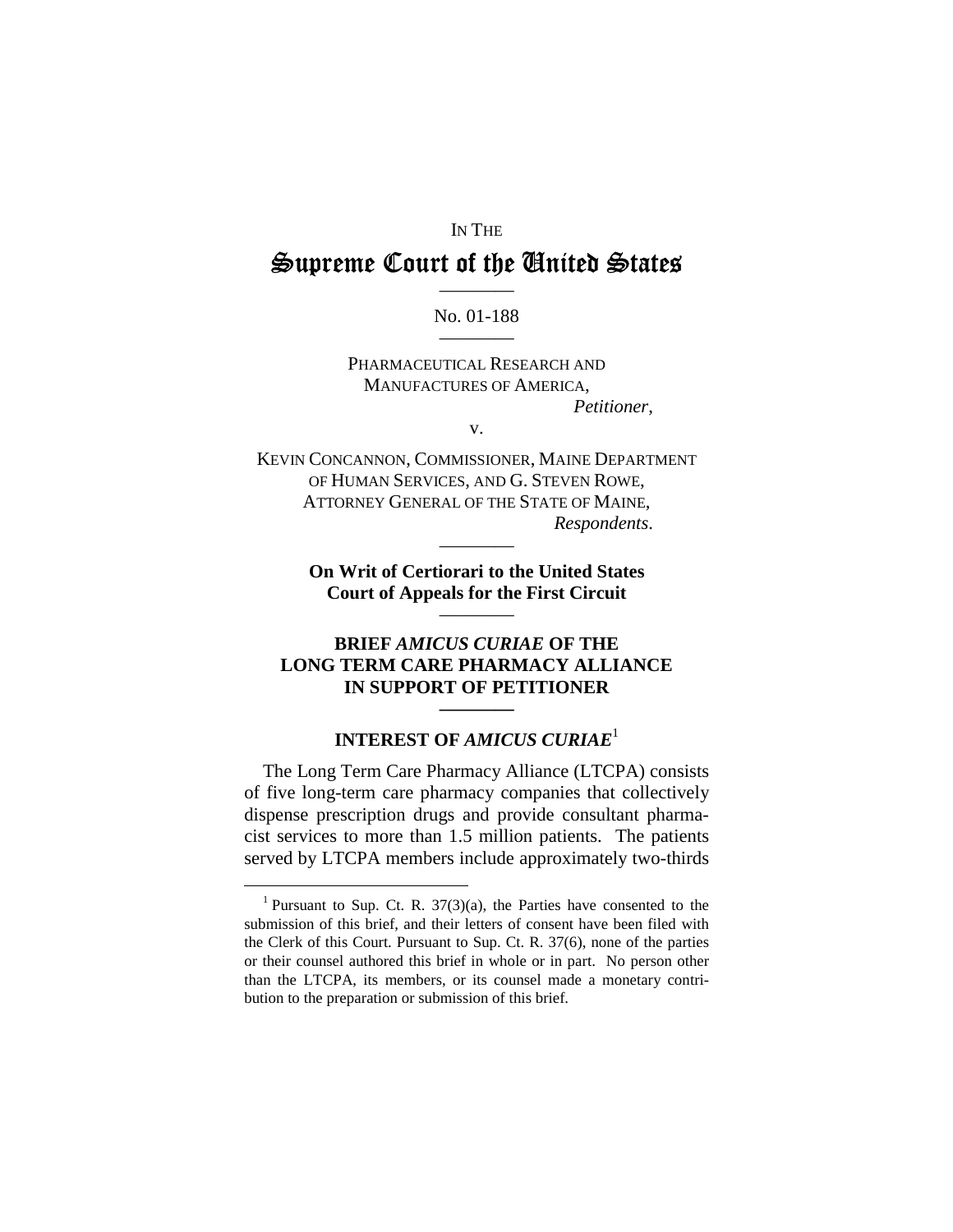IN THE

# Supreme Court of the United States

No. 01-188

PHARMACEUTICAL RESEARCH AND MANUFACTURES OF AMERICA,
*Petitioner*,

v.

KEVIN CONCANNON, COMMISSIONER, MAINE DEPARTMENT OF HUMAN SERVICES, AND G. STEVEN ROWE, ATTORNEY GENERAL OF THE STATE OF MAINE,
*Respondents*.

**On Writ of Certiorari to the United States Court of Appeals for the First Circuit**

## BRIEF *AMICUS CURIAE* OF THE LONG TERM CARE PHARMACY ALLIANCE IN SUPPORT OF PETITIONER

### INTEREST OF *AMICUS CURIAE*[1]

The Long Term Care Pharmacy Alliance (LTCPA) consists of five long-term care pharmacy companies that collectively dispense prescription drugs and provide consultant pharmacist services to more than 1.5 million patients. The patients served by LTCPA members include approximately two-thirds

[1] Pursuant to Sup. Ct. R. 37(3)(a), the Parties have consented to the submission of this brief, and their letters of consent have been filed with the Clerk of this Court. Pursuant to Sup. Ct. R. 37(6), none of the parties or their counsel authored this brief in whole or in part. No person other than the LTCPA, its members, or its counsel made a monetary contribution to the preparation or submission of this brief.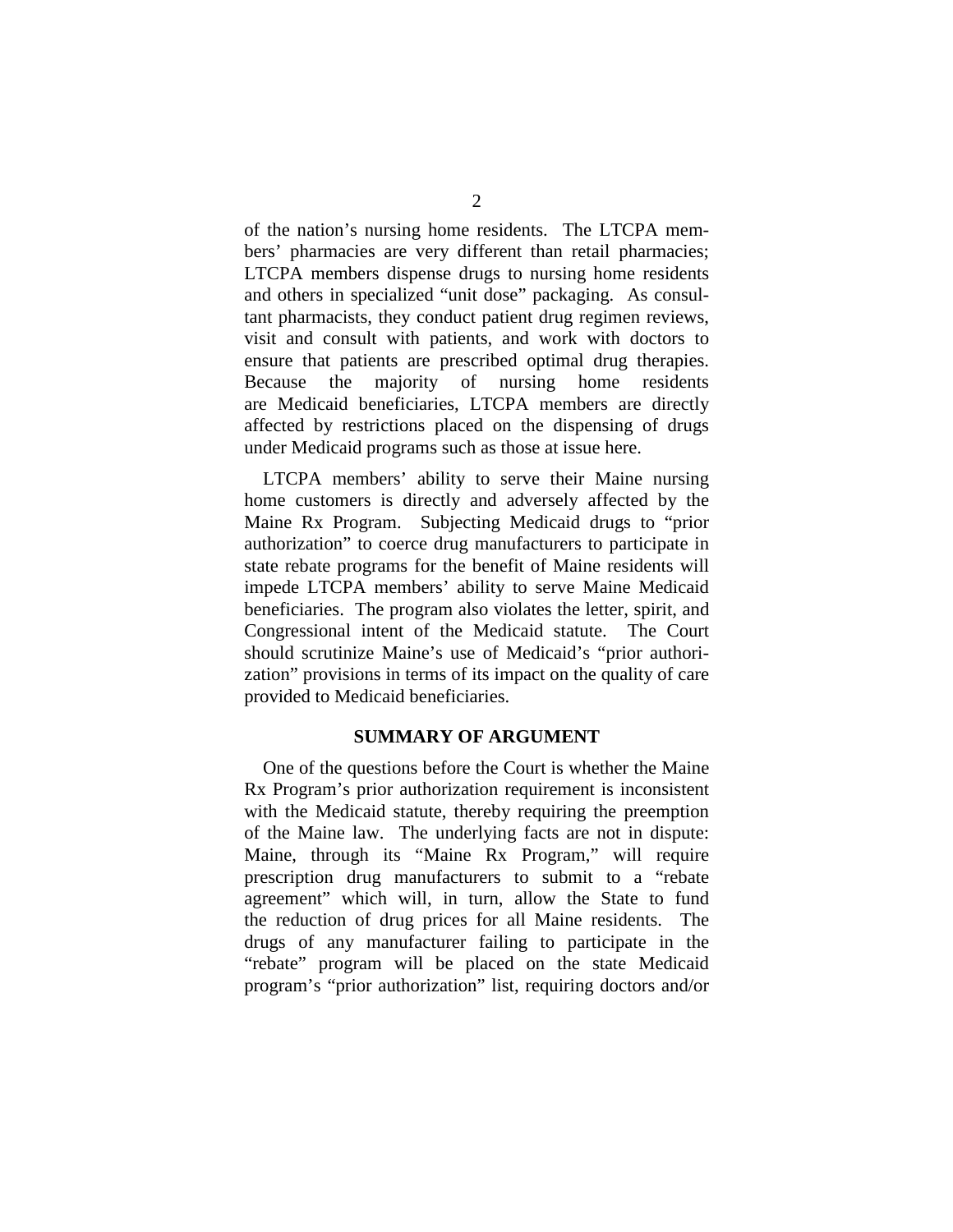of the nation's nursing home residents. The LTCPA members' pharmacies are very different than retail pharmacies; LTCPA members dispense drugs to nursing home residents and others in specialized "unit dose" packaging. As consultant pharmacists, they conduct patient drug regimen reviews, visit and consult with patients, and work with doctors to ensure that patients are prescribed optimal drug therapies. Because the majority of nursing home residents are Medicaid beneficiaries, LTCPA members are directly affected by restrictions placed on the dispensing of drugs under Medicaid programs such as those at issue here.

LTCPA members' ability to serve their Maine nursing home customers is directly and adversely affected by the Maine Rx Program. Subjecting Medicaid drugs to "prior authorization" to coerce drug manufacturers to participate in state rebate programs for the benefit of Maine residents will impede LTCPA members' ability to serve Maine Medicaid beneficiaries. The program also violates the letter, spirit, and Congressional intent of the Medicaid statute. The Court should scrutinize Maine's use of Medicaid's "prior authorization" provisions in terms of its impact on the quality of care provided to Medicaid beneficiaries.

## SUMMARY OF ARGUMENT

One of the questions before the Court is whether the Maine Rx Program's prior authorization requirement is inconsistent with the Medicaid statute, thereby requiring the preemption of the Maine law. The underlying facts are not in dispute: Maine, through its "Maine Rx Program," will require prescription drug manufacturers to submit to a "rebate agreement" which will, in turn, allow the State to fund the reduction of drug prices for all Maine residents. The drugs of any manufacturer failing to participate in the "rebate" program will be placed on the state Medicaid program's "prior authorization" list, requiring doctors and/or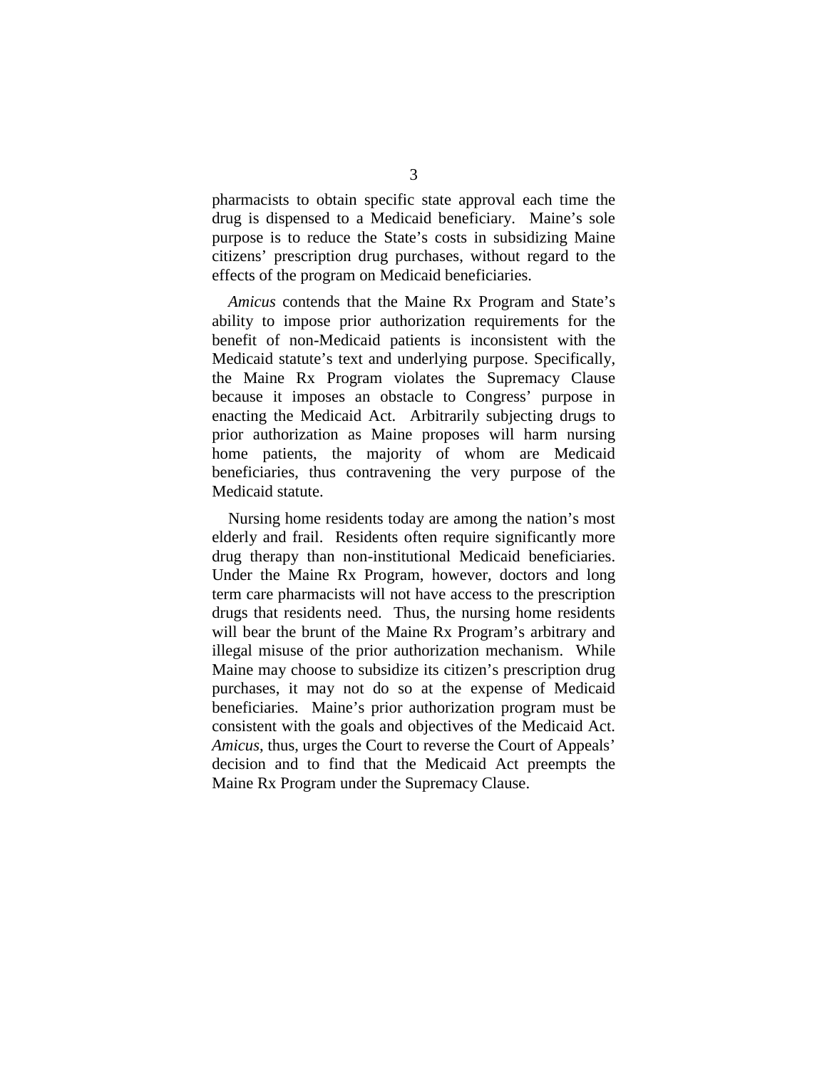pharmacists to obtain specific state approval each time the drug is dispensed to a Medicaid beneficiary. Maine's sole purpose is to reduce the State's costs in subsidizing Maine citizens' prescription drug purchases, without regard to the effects of the program on Medicaid beneficiaries.

*Amicus* contends that the Maine Rx Program and State's ability to impose prior authorization requirements for the benefit of non-Medicaid patients is inconsistent with the Medicaid statute's text and underlying purpose. Specifically, the Maine Rx Program violates the Supremacy Clause because it imposes an obstacle to Congress' purpose in enacting the Medicaid Act. Arbitrarily subjecting drugs to prior authorization as Maine proposes will harm nursing home patients, the majority of whom are Medicaid beneficiaries, thus contravening the very purpose of the Medicaid statute.

Nursing home residents today are among the nation's most elderly and frail. Residents often require significantly more drug therapy than non-institutional Medicaid beneficiaries. Under the Maine Rx Program, however, doctors and long term care pharmacists will not have access to the prescription drugs that residents need. Thus, the nursing home residents will bear the brunt of the Maine Rx Program's arbitrary and illegal misuse of the prior authorization mechanism. While Maine may choose to subsidize its citizen's prescription drug purchases, it may not do so at the expense of Medicaid beneficiaries. Maine's prior authorization program must be consistent with the goals and objectives of the Medicaid Act. *Amicus*, thus, urges the Court to reverse the Court of Appeals' decision and to find that the Medicaid Act preempts the Maine Rx Program under the Supremacy Clause.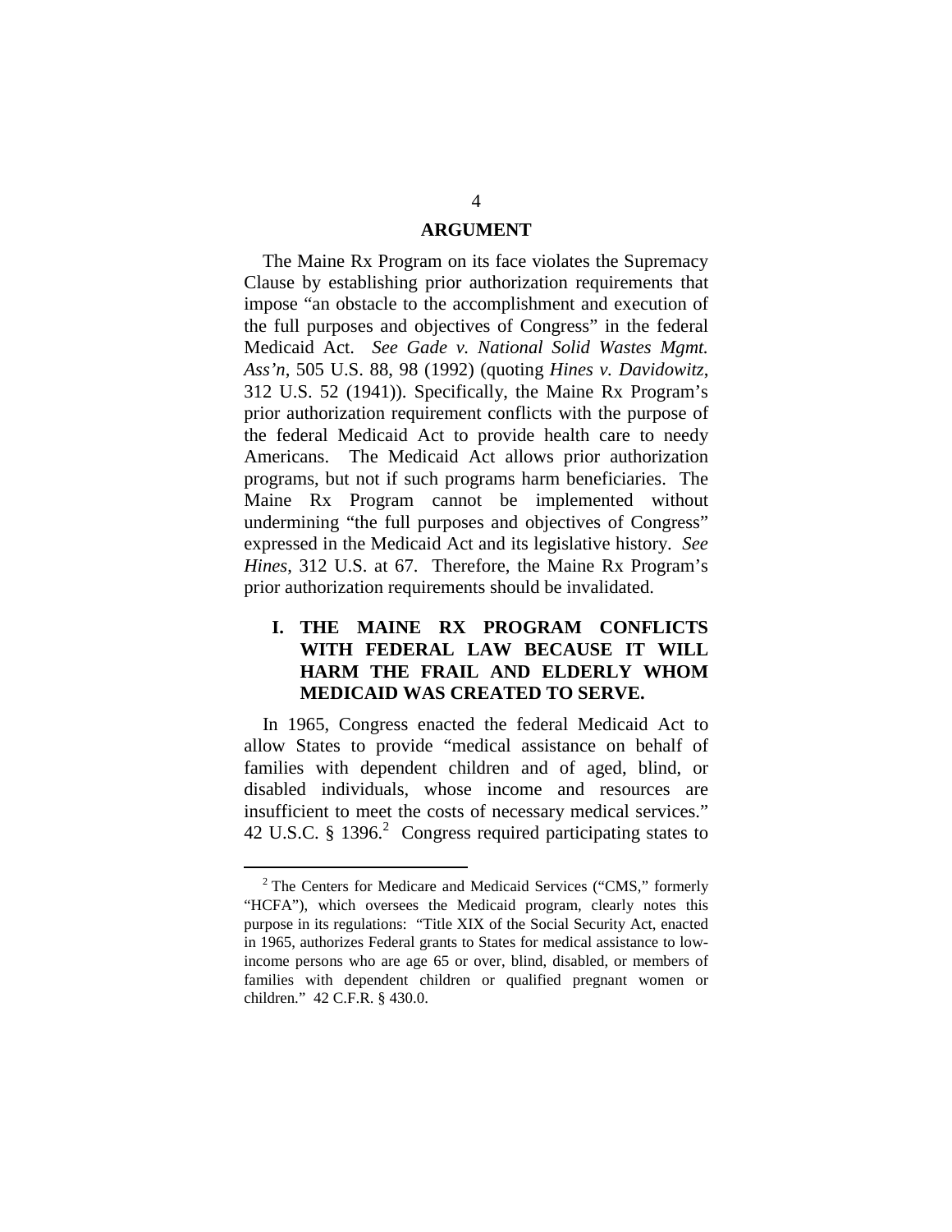## ARGUMENT

The Maine Rx Program on its face violates the Supremacy Clause by establishing prior authorization requirements that impose "an obstacle to the accomplishment and execution of the full purposes and objectives of Congress" in the federal Medicaid Act. *See Gade v. National Solid Wastes Mgmt. Ass'n*, 505 U.S. 88, 98 (1992) (quoting *Hines v. Davidowitz*, 312 U.S. 52 (1941)). Specifically, the Maine Rx Program's prior authorization requirement conflicts with the purpose of the federal Medicaid Act to provide health care to needy Americans. The Medicaid Act allows prior authorization programs, but not if such programs harm beneficiaries. The Maine Rx Program cannot be implemented without undermining "the full purposes and objectives of Congress" expressed in the Medicaid Act and its legislative history. *See Hines*, 312 U.S. at 67. Therefore, the Maine Rx Program's prior authorization requirements should be invalidated.

### I. THE MAINE RX PROGRAM CONFLICTS WITH FEDERAL LAW BECAUSE IT WILL HARM THE FRAIL AND ELDERLY WHOM MEDICAID WAS CREATED TO SERVE.

In 1965, Congress enacted the federal Medicaid Act to allow States to provide "medical assistance on behalf of families with dependent children and of aged, blind, or disabled individuals, whose income and resources are insufficient to meet the costs of necessary medical services." 42 U.S.C. § 1396.[2] Congress required participating states to

---

[2] The Centers for Medicare and Medicaid Services ("CMS," formerly "HCFA"), which oversees the Medicaid program, clearly notes this purpose in its regulations: "Title XIX of the Social Security Act, enacted in 1965, authorizes Federal grants to States for medical assistance to low-income persons who are age 65 or over, blind, disabled, or members of families with dependent children or qualified pregnant women or children." 42 C.F.R. § 430.0.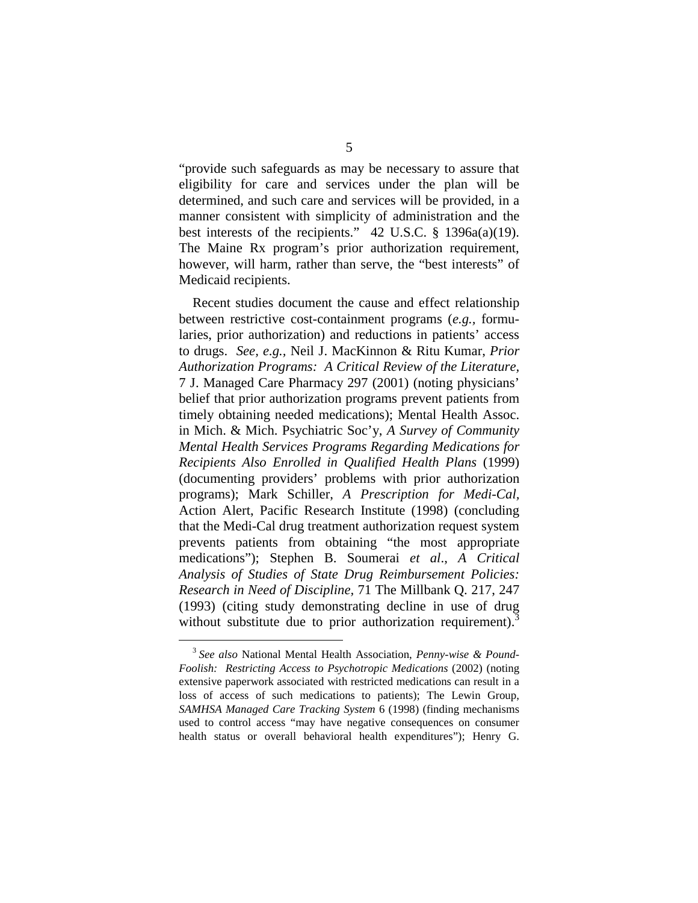"provide such safeguards as may be necessary to assure that eligibility for care and services under the plan will be determined, and such care and services will be provided, in a manner consistent with simplicity of administration and the best interests of the recipients." 42 U.S.C. § 1396a(a)(19). The Maine Rx program's prior authorization requirement, however, will harm, rather than serve, the "best interests" of Medicaid recipients.

Recent studies document the cause and effect relationship between restrictive cost-containment programs (*e.g.*, formularies, prior authorization) and reductions in patients' access to drugs. *See, e.g.*, Neil J. MacKinnon & Ritu Kumar, *Prior Authorization Programs: A Critical Review of the Literature*, 7 J. Managed Care Pharmacy 297 (2001) (noting physicians' belief that prior authorization programs prevent patients from timely obtaining needed medications); Mental Health Assoc. in Mich. & Mich. Psychiatric Soc'y, *A Survey of Community Mental Health Services Programs Regarding Medications for Recipients Also Enrolled in Qualified Health Plans* (1999) (documenting providers' problems with prior authorization programs); Mark Schiller, *A Prescription for Medi-Cal*, Action Alert, Pacific Research Institute (1998) (concluding that the Medi-Cal drug treatment authorization request system prevents patients from obtaining "the most appropriate medications"); Stephen B. Soumerai *et al*., *A Critical Analysis of Studies of State Drug Reimbursement Policies: Research in Need of Discipline*, 71 The Millbank Q. 217, 247 (1993) (citing study demonstrating decline in use of drug without substitute due to prior authorization requirement).[3]

[3] *See also* National Mental Health Association, *Penny-wise & Pound-Foolish: Restricting Access to Psychotropic Medications* (2002) (noting extensive paperwork associated with restricted medications can result in a loss of access of such medications to patients); The Lewin Group, *SAMHSA Managed Care Tracking System* 6 (1998) (finding mechanisms used to control access "may have negative consequences on consumer health status or overall behavioral health expenditures"); Henry G.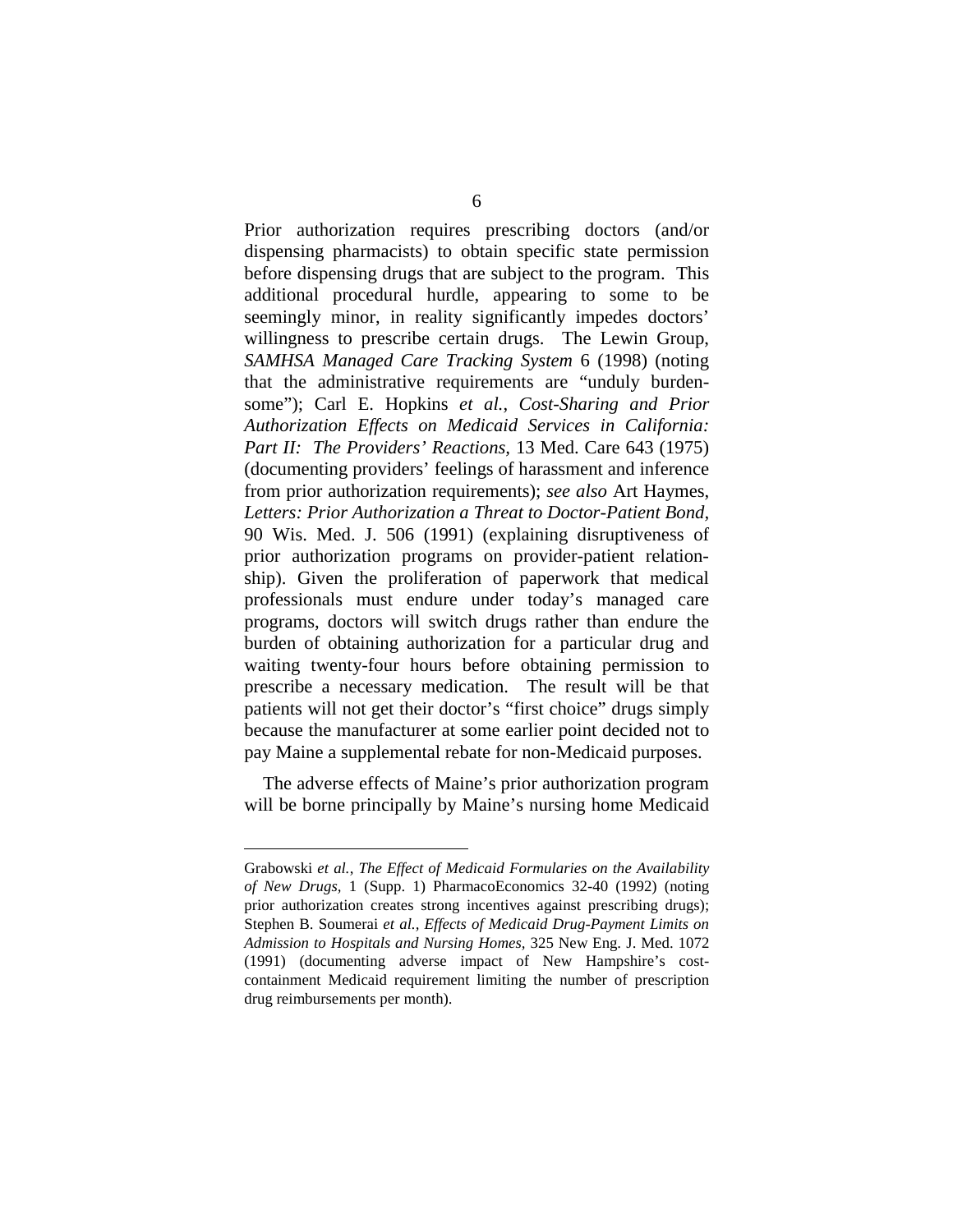Prior authorization requires prescribing doctors (and/or dispensing pharmacists) to obtain specific state permission before dispensing drugs that are subject to the program. This additional procedural hurdle, appearing to some to be seemingly minor, in reality significantly impedes doctors' willingness to prescribe certain drugs. The Lewin Group, *SAMHSA Managed Care Tracking System* 6 (1998) (noting that the administrative requirements are "unduly burden-some"); Carl E. Hopkins *et al.*, *Cost-Sharing and Prior Authorization Effects on Medicaid Services in California: Part II: The Providers' Reactions*, 13 Med. Care 643 (1975) (documenting providers' feelings of harassment and inference from prior authorization requirements); *see also* Art Haymes, *Letters: Prior Authorization a Threat to Doctor-Patient Bond*, 90 Wis. Med. J. 506 (1991) (explaining disruptiveness of prior authorization programs on provider-patient relation-ship). Given the proliferation of paperwork that medical professionals must endure under today's managed care programs, doctors will switch drugs rather than endure the burden of obtaining authorization for a particular drug and waiting twenty-four hours before obtaining permission to prescribe a necessary medication. The result will be that patients will not get their doctor's "first choice" drugs simply because the manufacturer at some earlier point decided not to pay Maine a supplemental rebate for non-Medicaid purposes.

The adverse effects of Maine's prior authorization program will be borne principally by Maine's nursing home Medicaid

Grabowski *et al.*, *The Effect of Medicaid Formularies on the Availability of New Drugs*, 1 (Supp. 1) PharmacoEconomics 32-40 (1992) (noting prior authorization creates strong incentives against prescribing drugs); Stephen B. Soumerai *et al.*, *Effects of Medicaid Drug-Payment Limits on Admission to Hospitals and Nursing Homes*, 325 New Eng. J. Med. 1072 (1991) (documenting adverse impact of New Hampshire's cost-containment Medicaid requirement limiting the number of prescription drug reimbursements per month).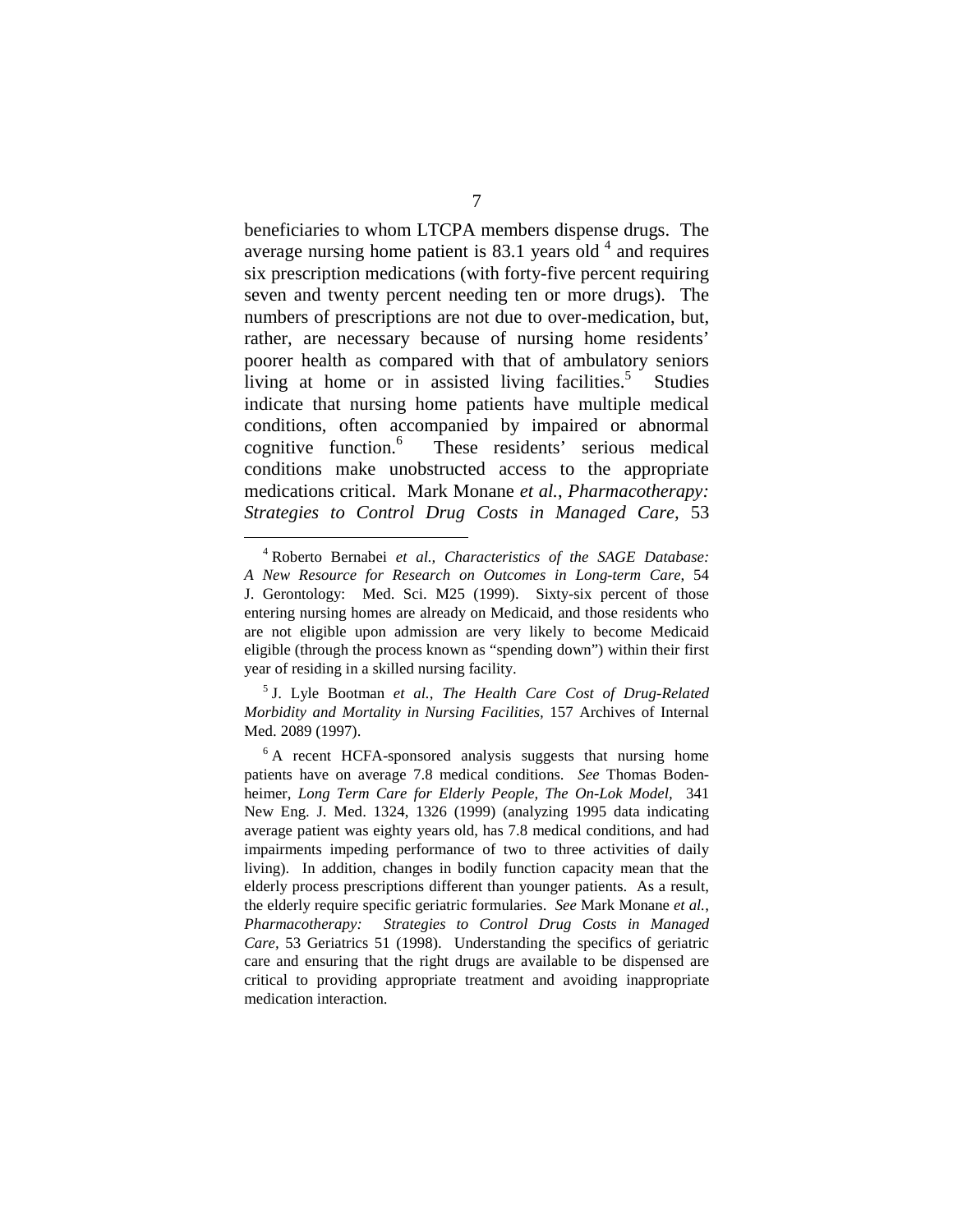beneficiaries to whom LTCPA members dispense drugs. The average nursing home patient is 83.1 years old [4] and requires six prescription medications (with forty-five percent requiring seven and twenty percent needing ten or more drugs). The numbers of prescriptions are not due to over-medication, but, rather, are necessary because of nursing home residents' poorer health as compared with that of ambulatory seniors living at home or in assisted living facilities.[5] Studies indicate that nursing home patients have multiple medical conditions, often accompanied by impaired or abnormal cognitive function.[6] These residents' serious medical conditions make unobstructed access to the appropriate medications critical. Mark Monane *et al.*, *Pharmacotherapy: Strategies to Control Drug Costs in Managed Care*, 53

---

[4] Roberto Bernabei *et al., Characteristics of the SAGE Database: A New Resource for Research on Outcomes in Long-term Care*, 54 J. Gerontology: Med. Sci. M25 (1999). Sixty-six percent of those entering nursing homes are already on Medicaid, and those residents who are not eligible upon admission are very likely to become Medicaid eligible (through the process known as "spending down") within their first year of residing in a skilled nursing facility.

[5] J. Lyle Bootman *et al., The Health Care Cost of Drug-Related Morbidity and Mortality in Nursing Facilities*, 157 Archives of Internal Med. 2089 (1997).

[6] A recent HCFA-sponsored analysis suggests that nursing home patients have on average 7.8 medical conditions. *See* Thomas Bodenheimer, *Long Term Care for Elderly People, The On-Lok Model*, 341 New Eng. J. Med. 1324, 1326 (1999) (analyzing 1995 data indicating average patient was eighty years old, has 7.8 medical conditions, and had impairments impeding performance of two to three activities of daily living). In addition, changes in bodily function capacity mean that the elderly process prescriptions different than younger patients. As a result, the elderly require specific geriatric formularies. *See* Mark Monane *et al.*, *Pharmacotherapy: Strategies to Control Drug Costs in Managed Care*, 53 Geriatrics 51 (1998). Understanding the specifics of geriatric care and ensuring that the right drugs are available to be dispensed are critical to providing appropriate treatment and avoiding inappropriate medication interaction.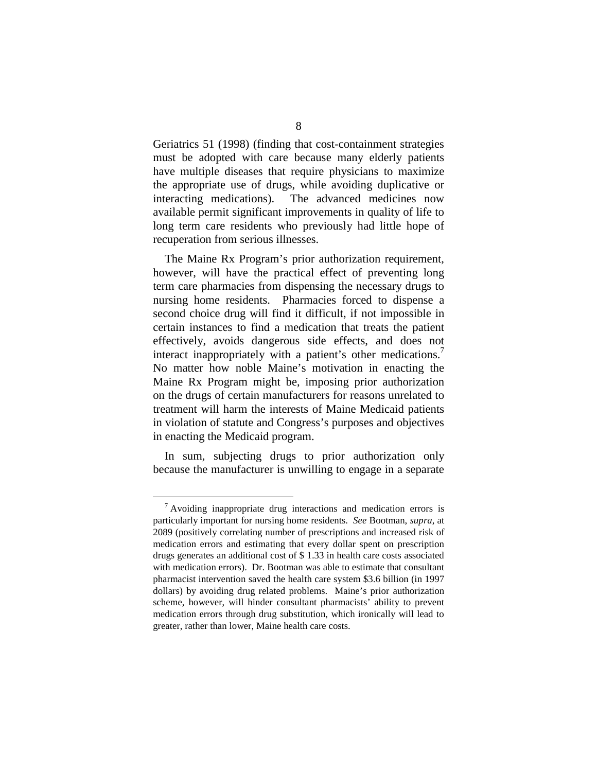Geriatrics 51 (1998) (finding that cost-containment strategies must be adopted with care because many elderly patients have multiple diseases that require physicians to maximize the appropriate use of drugs, while avoiding duplicative or interacting medications). The advanced medicines now available permit significant improvements in quality of life to long term care residents who previously had little hope of recuperation from serious illnesses.

The Maine Rx Program's prior authorization requirement, however, will have the practical effect of preventing long term care pharmacies from dispensing the necessary drugs to nursing home residents. Pharmacies forced to dispense a second choice drug will find it difficult, if not impossible in certain instances to find a medication that treats the patient effectively, avoids dangerous side effects, and does not interact inappropriately with a patient's other medications.[7] No matter how noble Maine's motivation in enacting the Maine Rx Program might be, imposing prior authorization on the drugs of certain manufacturers for reasons unrelated to treatment will harm the interests of Maine Medicaid patients in violation of statute and Congress's purposes and objectives in enacting the Medicaid program.

In sum, subjecting drugs to prior authorization only because the manufacturer is unwilling to engage in a separate

---

[7] Avoiding inappropriate drug interactions and medication errors is particularly important for nursing home residents. *See* Bootman, *supra*, at 2089 (positively correlating number of prescriptions and increased risk of medication errors and estimating that every dollar spent on prescription drugs generates an additional cost of $ 1.33 in health care costs associated with medication errors). Dr. Bootman was able to estimate that consultant pharmacist intervention saved the health care system $3.6 billion (in 1997 dollars) by avoiding drug related problems. Maine's prior authorization scheme, however, will hinder consultant pharmacists' ability to prevent medication errors through drug substitution, which ironically will lead to greater, rather than lower, Maine health care costs.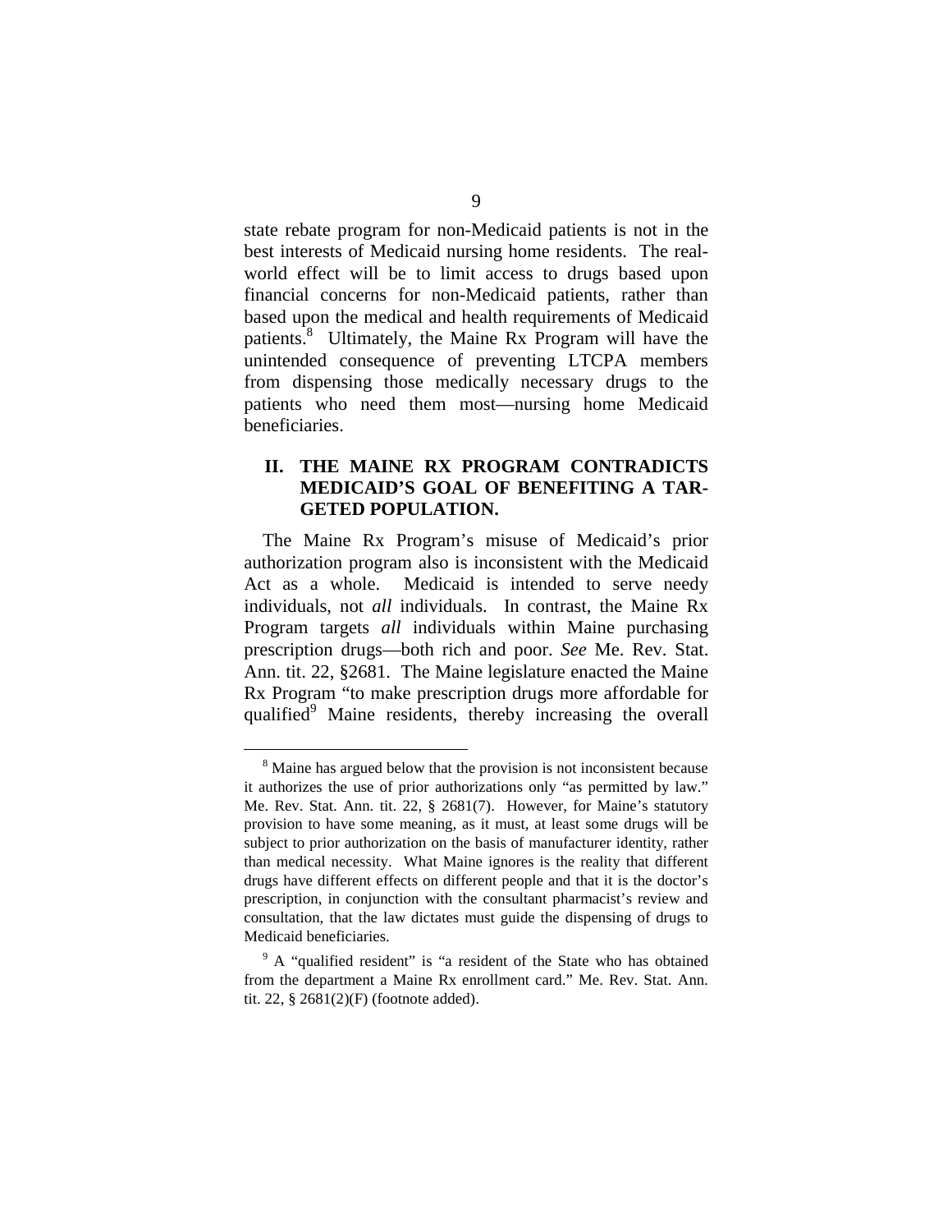state rebate program for non-Medicaid patients is not in the best interests of Medicaid nursing home residents. The real-world effect will be to limit access to drugs based upon financial concerns for non-Medicaid patients, rather than based upon the medical and health requirements of Medicaid patients.[8] Ultimately, the Maine Rx Program will have the unintended consequence of preventing LTCPA members from dispensing those medically necessary drugs to the patients who need them most—nursing home Medicaid beneficiaries.

## II. THE MAINE RX PROGRAM CONTRADICTS MEDICAID'S GOAL OF BENEFITING A TARGETED POPULATION.

The Maine Rx Program's misuse of Medicaid's prior authorization program also is inconsistent with the Medicaid Act as a whole. Medicaid is intended to serve needy individuals, not *all* individuals. In contrast, the Maine Rx Program targets *all* individuals within Maine purchasing prescription drugs—both rich and poor. *See* Me. Rev. Stat. Ann. tit. 22, §2681. The Maine legislature enacted the Maine Rx Program "to make prescription drugs more affordable for qualified[9] Maine residents, thereby increasing the overall

---

[8] Maine has argued below that the provision is not inconsistent because it authorizes the use of prior authorizations only "as permitted by law." Me. Rev. Stat. Ann. tit. 22, § 2681(7). However, for Maine's statutory provision to have some meaning, as it must, at least some drugs will be subject to prior authorization on the basis of manufacturer identity, rather than medical necessity. What Maine ignores is the reality that different drugs have different effects on different people and that it is the doctor's prescription, in conjunction with the consultant pharmacist's review and consultation, that the law dictates must guide the dispensing of drugs to Medicaid beneficiaries.

[9] A "qualified resident" is "a resident of the State who has obtained from the department a Maine Rx enrollment card." Me. Rev. Stat. Ann. tit. 22, § 2681(2)(F) (footnote added).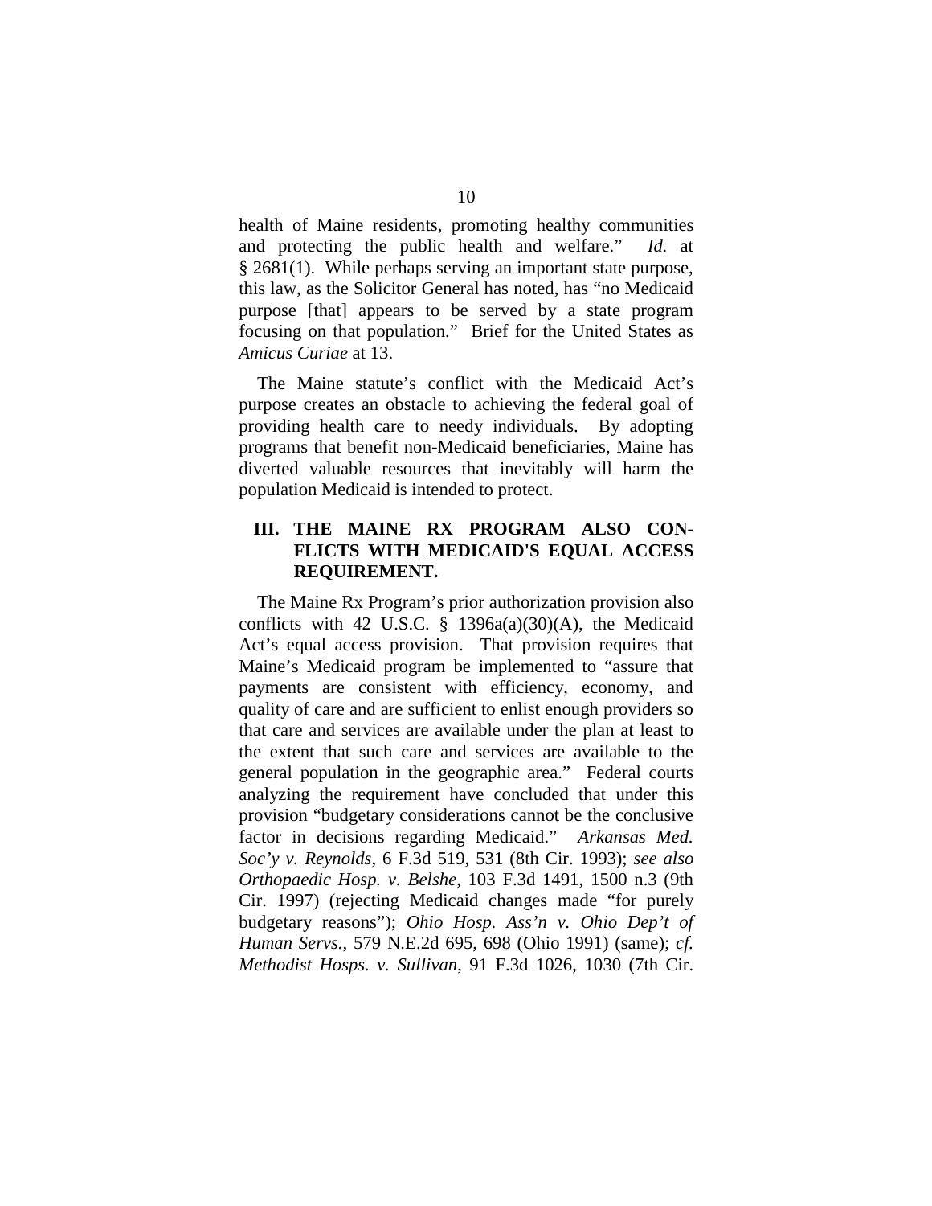health of Maine residents, promoting healthy communities and protecting the public health and welfare." *Id.* at § 2681(1). While perhaps serving an important state purpose, this law, as the Solicitor General has noted, has "no Medicaid purpose [that] appears to be served by a state program focusing on that population." Brief for the United States as *Amicus Curiae* at 13.

The Maine statute's conflict with the Medicaid Act's purpose creates an obstacle to achieving the federal goal of providing health care to needy individuals. By adopting programs that benefit non-Medicaid beneficiaries, Maine has diverted valuable resources that inevitably will harm the population Medicaid is intended to protect.

## III. THE MAINE RX PROGRAM ALSO CONFLICTS WITH MEDICAID'S EQUAL ACCESS REQUIREMENT.

The Maine Rx Program's prior authorization provision also conflicts with 42 U.S.C. § 1396a(a)(30)(A), the Medicaid Act's equal access provision. That provision requires that Maine's Medicaid program be implemented to "assure that payments are consistent with efficiency, economy, and quality of care and are sufficient to enlist enough providers so that care and services are available under the plan at least to the extent that such care and services are available to the general population in the geographic area." Federal courts analyzing the requirement have concluded that under this provision "budgetary considerations cannot be the conclusive factor in decisions regarding Medicaid." *Arkansas Med. Soc'y v. Reynolds*, 6 F.3d 519, 531 (8th Cir. 1993); *see also Orthopaedic Hosp. v. Belshe*, 103 F.3d 1491, 1500 n.3 (9th Cir. 1997) (rejecting Medicaid changes made "for purely budgetary reasons"); *Ohio Hosp. Ass'n v. Ohio Dep't of Human Servs.*, 579 N.E.2d 695, 698 (Ohio 1991) (same); *cf. Methodist Hosps. v. Sullivan*, 91 F.3d 1026, 1030 (7th Cir.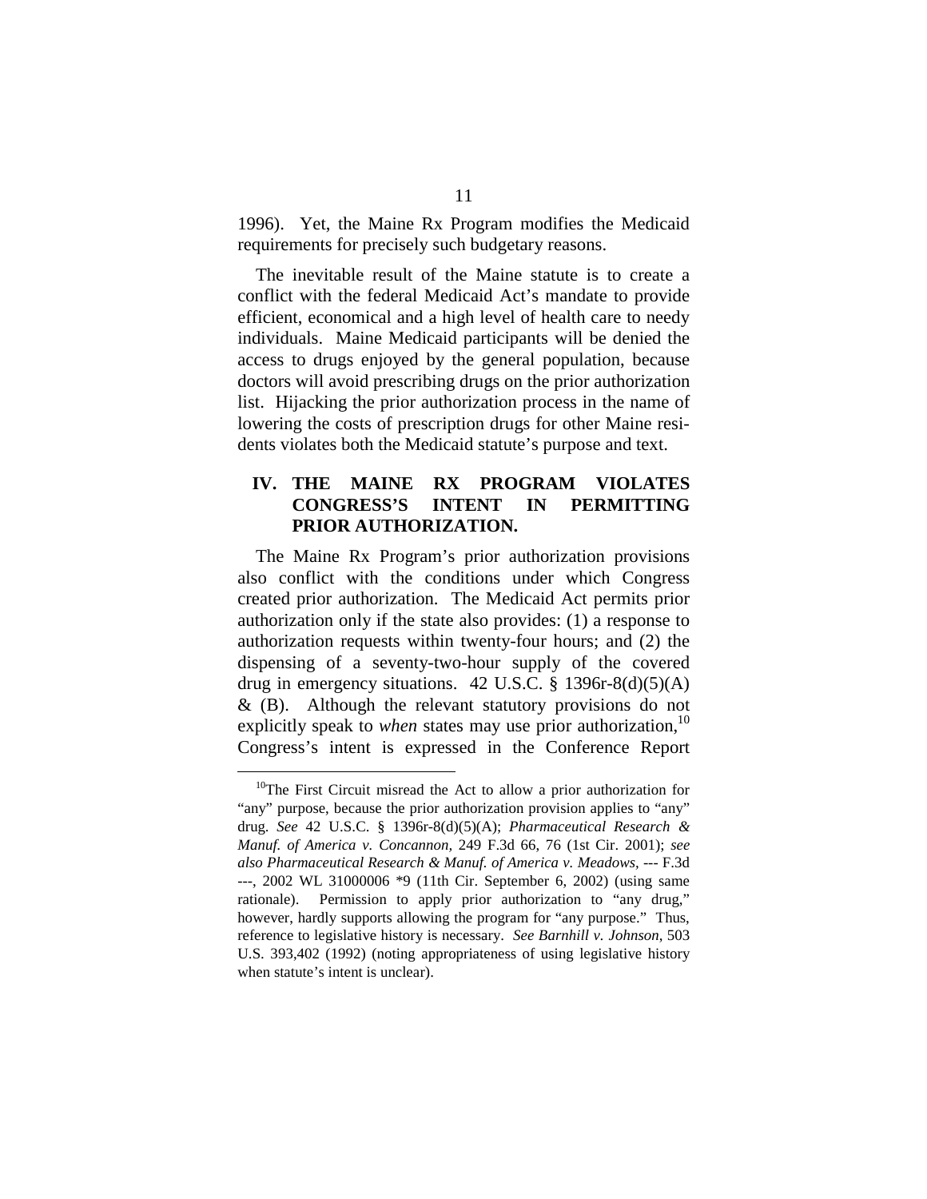1996). Yet, the Maine Rx Program modifies the Medicaid requirements for precisely such budgetary reasons.

The inevitable result of the Maine statute is to create a conflict with the federal Medicaid Act's mandate to provide efficient, economical and a high level of health care to needy individuals. Maine Medicaid participants will be denied the access to drugs enjoyed by the general population, because doctors will avoid prescribing drugs on the prior authorization list. Hijacking the prior authorization process in the name of lowering the costs of prescription drugs for other Maine residents violates both the Medicaid statute's purpose and text.

## IV. THE MAINE RX PROGRAM VIOLATES CONGRESS'S INTENT IN PERMITTING PRIOR AUTHORIZATION.

The Maine Rx Program's prior authorization provisions also conflict with the conditions under which Congress created prior authorization. The Medicaid Act permits prior authorization only if the state also provides: (1) a response to authorization requests within twenty-four hours; and (2) the dispensing of a seventy-two-hour supply of the covered drug in emergency situations. 42 U.S.C. § 1396r-8(d)(5)(A) & (B). Although the relevant statutory provisions do not explicitly speak to *when* states may use prior authorization,[10] Congress's intent is expressed in the Conference Report

---

[10] The First Circuit misread the Act to allow a prior authorization for "any" purpose, because the prior authorization provision applies to "any" drug. *See* 42 U.S.C. § 1396r-8(d)(5)(A); *Pharmaceutical Research & Manuf. of America v. Concannon*, 249 F.3d 66, 76 (1st Cir. 2001); *see also Pharmaceutical Research & Manuf. of America v. Meadows*, --- F.3d ---, 2002 WL 31000006 *9 (11th Cir. September 6, 2002) (using same rationale). Permission to apply prior authorization to "any drug," however, hardly supports allowing the program for "any purpose." Thus, reference to legislative history is necessary. *See Barnhill v. Johnson*, 503 U.S. 393,402 (1992) (noting appropriateness of using legislative history when statute's intent is unclear).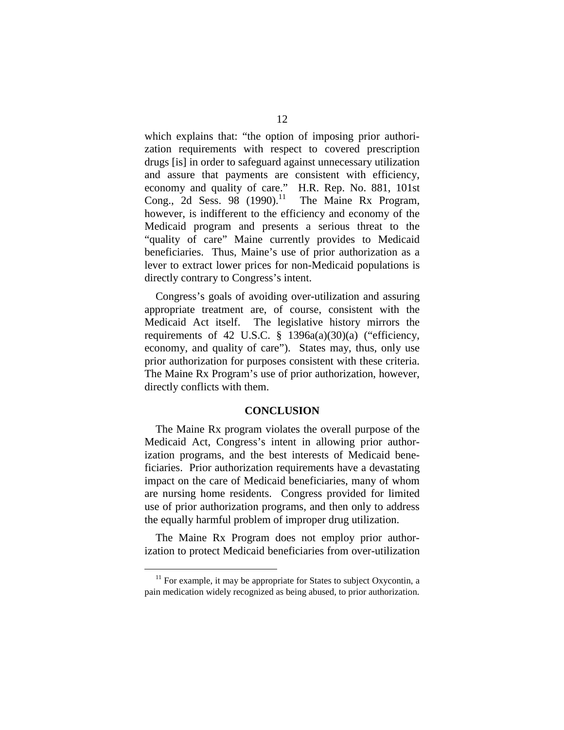which explains that: "the option of imposing prior authorization requirements with respect to covered prescription drugs [is] in order to safeguard against unnecessary utilization and assure that payments are consistent with efficiency, economy and quality of care." H.R. Rep. No. 881, 101st Cong., 2d Sess. 98 (1990).[11] The Maine Rx Program, however, is indifferent to the efficiency and economy of the Medicaid program and presents a serious threat to the "quality of care" Maine currently provides to Medicaid beneficiaries. Thus, Maine's use of prior authorization as a lever to extract lower prices for non-Medicaid populations is directly contrary to Congress's intent.

Congress's goals of avoiding over-utilization and assuring appropriate treatment are, of course, consistent with the Medicaid Act itself. The legislative history mirrors the requirements of 42 U.S.C. § 1396a(a)(30)(a) ("efficiency, economy, and quality of care"). States may, thus, only use prior authorization for purposes consistent with these criteria. The Maine Rx Program's use of prior authorization, however, directly conflicts with them.

## CONCLUSION

The Maine Rx program violates the overall purpose of the Medicaid Act, Congress's intent in allowing prior authorization programs, and the best interests of Medicaid beneficiaries. Prior authorization requirements have a devastating impact on the care of Medicaid beneficiaries, many of whom are nursing home residents. Congress provided for limited use of prior authorization programs, and then only to address the equally harmful problem of improper drug utilization.

The Maine Rx Program does not employ prior authorization to protect Medicaid beneficiaries from over-utilization

[11] For example, it may be appropriate for States to subject Oxycontin, a pain medication widely recognized as being abused, to prior authorization.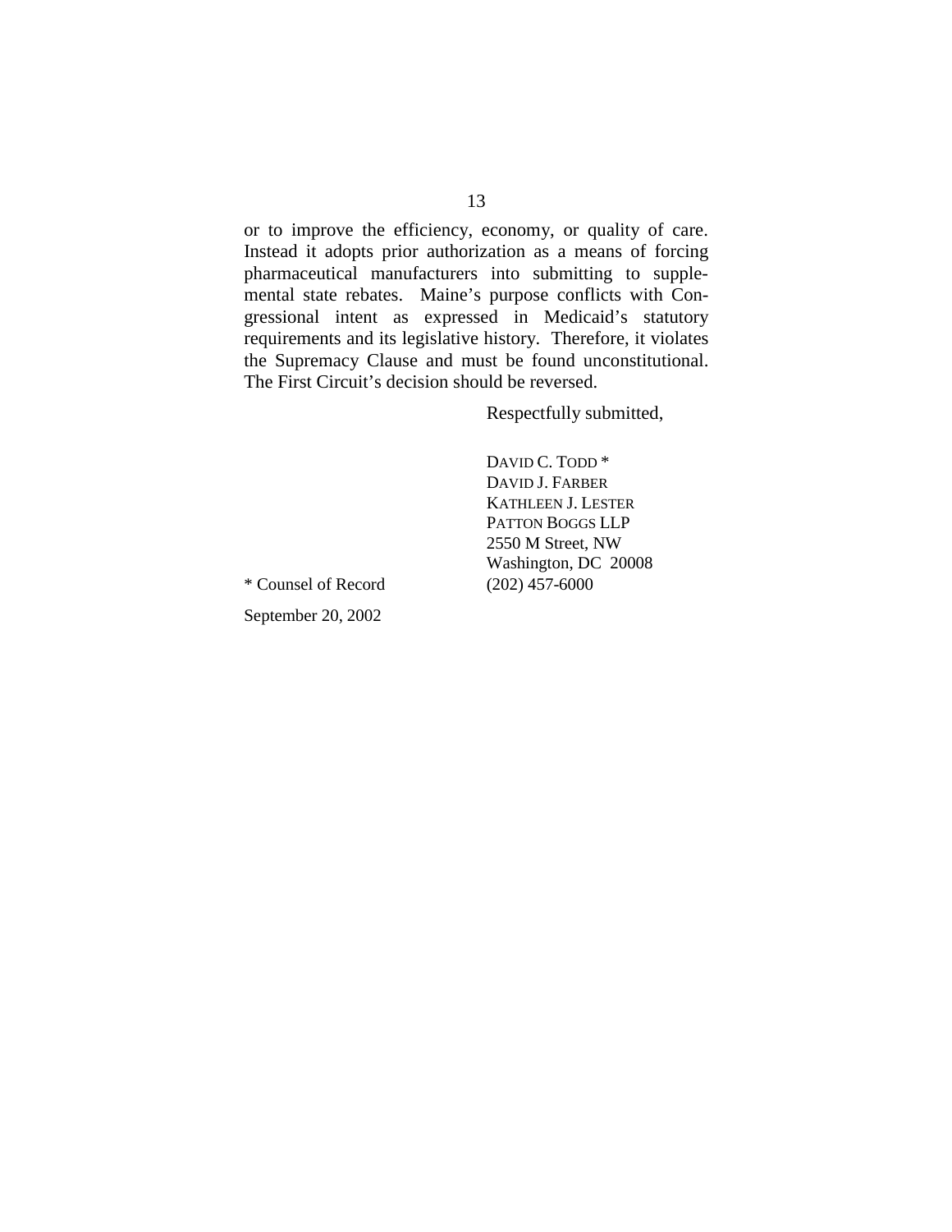or to improve the efficiency, economy, or quality of care. Instead it adopts prior authorization as a means of forcing pharmaceutical manufacturers into submitting to supplemental state rebates. Maine's purpose conflicts with Congressional intent as expressed in Medicaid's statutory requirements and its legislative history. Therefore, it violates the Supremacy Clause and must be found unconstitutional. The First Circuit's decision should be reversed.

Respectfully submitted,

DAVID C. TODD *
DAVID J. FARBER
KATHLEEN J. LESTER
PATTON BOGGS LLP
2550 M Street, NW
Washington, DC 20008
(202) 457-6000

* Counsel of Record

September 20, 2002